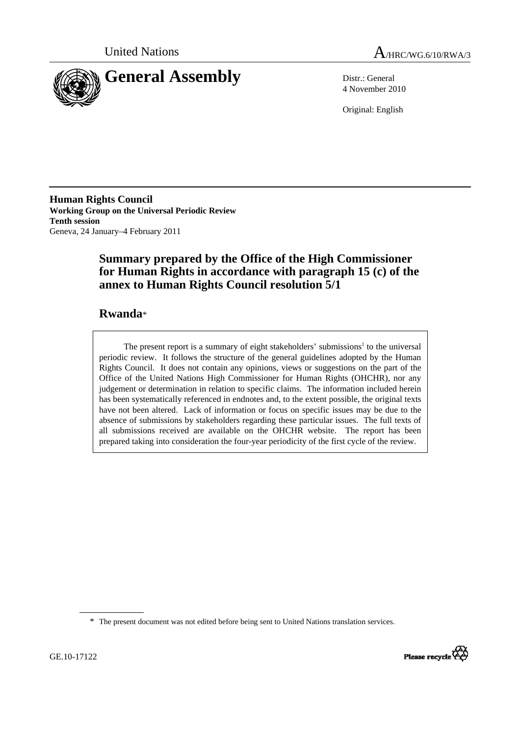United Nations A/HRC/WG.6/10/RWA/3

# General Assembly

Distr.: General
4 November 2010

Original: English

**Human Rights Council**
**Working Group on the Universal Periodic Review**
**Tenth session**
Geneva, 24 January–4 February 2011

## Summary prepared by the Office of the High Commissioner for Human Rights in accordance with paragraph 15 (c) of the annex to Human Rights Council resolution 5/1

## Rwanda*

The present report is a summary of eight stakeholders' submissions[1] to the universal periodic review. It follows the structure of the general guidelines adopted by the Human Rights Council. It does not contain any opinions, views or suggestions on the part of the Office of the United Nations High Commissioner for Human Rights (OHCHR), nor any judgement or determination in relation to specific claims. The information included herein has been systematically referenced in endnotes and, to the extent possible, the original texts have not been altered. Lack of information or focus on specific issues may be due to the absence of submissions by stakeholders regarding these particular issues. The full texts of all submissions received are available on the OHCHR website. The report has been prepared taking into consideration the four-year periodicity of the first cycle of the review.

\* The present document was not edited before being sent to United Nations translation services.

GE.10-17122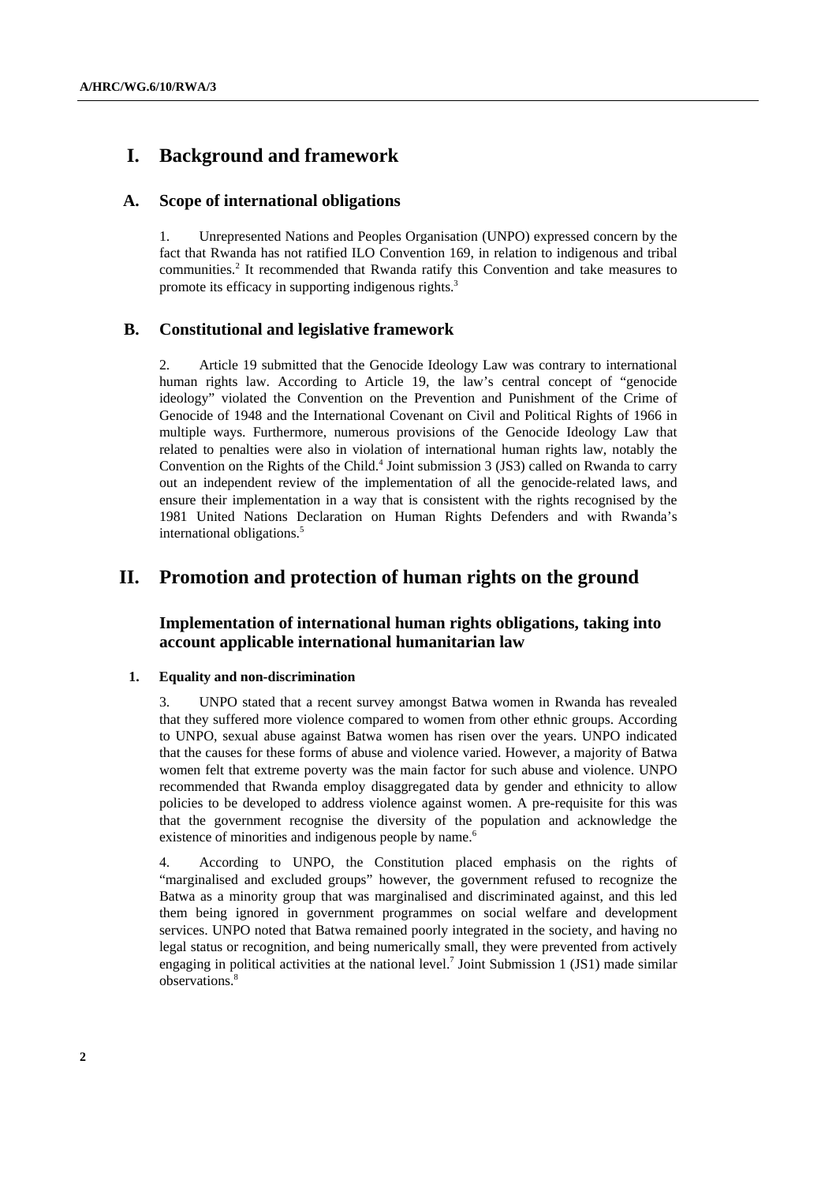# I. Background and framework

## A. Scope of international obligations

1. Unrepresented Nations and Peoples Organisation (UNPO) expressed concern by the fact that Rwanda has not ratified ILO Convention 169, in relation to indigenous and tribal communities.[2] It recommended that Rwanda ratify this Convention and take measures to promote its efficacy in supporting indigenous rights.[3]

## B. Constitutional and legislative framework

2. Article 19 submitted that the Genocide Ideology Law was contrary to international human rights law. According to Article 19, the law's central concept of "genocide ideology" violated the Convention on the Prevention and Punishment of the Crime of Genocide of 1948 and the International Covenant on Civil and Political Rights of 1966 in multiple ways. Furthermore, numerous provisions of the Genocide Ideology Law that related to penalties were also in violation of international human rights law, notably the Convention on the Rights of the Child.[4] Joint submission 3 (JS3) called on Rwanda to carry out an independent review of the implementation of all the genocide-related laws, and ensure their implementation in a way that is consistent with the rights recognised by the 1981 United Nations Declaration on Human Rights Defenders and with Rwanda's international obligations.[5]

# II. Promotion and protection of human rights on the ground

## Implementation of international human rights obligations, taking into account applicable international humanitarian law

### 1. Equality and non-discrimination

3. UNPO stated that a recent survey amongst Batwa women in Rwanda has revealed that they suffered more violence compared to women from other ethnic groups. According to UNPO, sexual abuse against Batwa women has risen over the years. UNPO indicated that the causes for these forms of abuse and violence varied. However, a majority of Batwa women felt that extreme poverty was the main factor for such abuse and violence. UNPO recommended that Rwanda employ disaggregated data by gender and ethnicity to allow policies to be developed to address violence against women. A pre-requisite for this was that the government recognise the diversity of the population and acknowledge the existence of minorities and indigenous people by name.[6]

4. According to UNPO, the Constitution placed emphasis on the rights of "marginalised and excluded groups" however, the government refused to recognize the Batwa as a minority group that was marginalised and discriminated against, and this led them being ignored in government programmes on social welfare and development services. UNPO noted that Batwa remained poorly integrated in the society, and having no legal status or recognition, and being numerically small, they were prevented from actively engaging in political activities at the national level.[7] Joint Submission 1 (JS1) made similar observations.[8]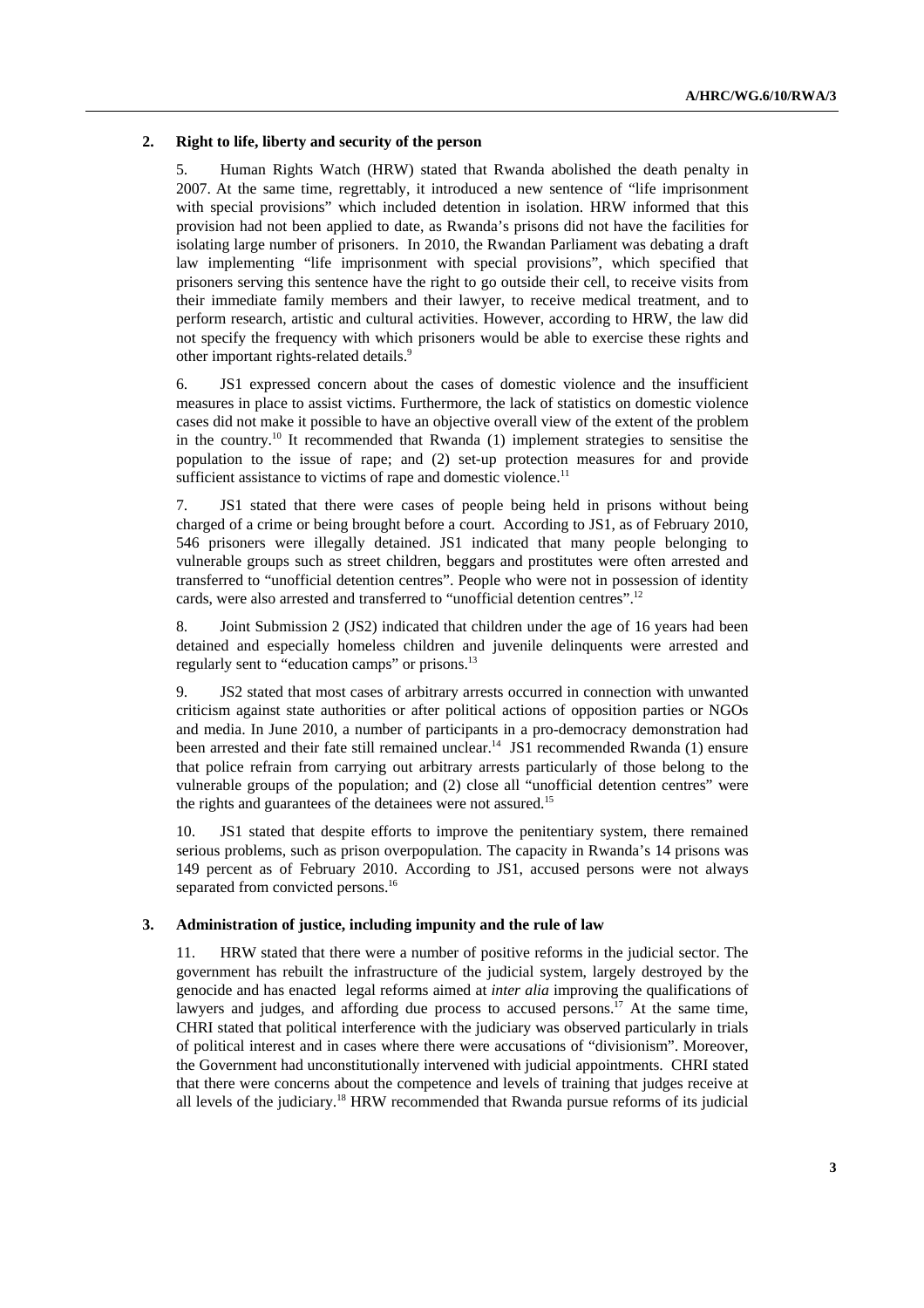## 2. Right to life, liberty and security of the person

5. Human Rights Watch (HRW) stated that Rwanda abolished the death penalty in 2007. At the same time, regrettably, it introduced a new sentence of "life imprisonment with special provisions" which included detention in isolation. HRW informed that this provision had not been applied to date, as Rwanda's prisons did not have the facilities for isolating large number of prisoners. In 2010, the Rwandan Parliament was debating a draft law implementing "life imprisonment with special provisions", which specified that prisoners serving this sentence have the right to go outside their cell, to receive visits from their immediate family members and their lawyer, to receive medical treatment, and to perform research, artistic and cultural activities. However, according to HRW, the law did not specify the frequency with which prisoners would be able to exercise these rights and other important rights-related details.[9]

6. JS1 expressed concern about the cases of domestic violence and the insufficient measures in place to assist victims. Furthermore, the lack of statistics on domestic violence cases did not make it possible to have an objective overall view of the extent of the problem in the country.[10] It recommended that Rwanda (1) implement strategies to sensitise the population to the issue of rape; and (2) set-up protection measures for and provide sufficient assistance to victims of rape and domestic violence.[11]

7. JS1 stated that there were cases of people being held in prisons without being charged of a crime or being brought before a court. According to JS1, as of February 2010, 546 prisoners were illegally detained. JS1 indicated that many people belonging to vulnerable groups such as street children, beggars and prostitutes were often arrested and transferred to "unofficial detention centres". People who were not in possession of identity cards, were also arrested and transferred to "unofficial detention centres".[12]

8. Joint Submission 2 (JS2) indicated that children under the age of 16 years had been detained and especially homeless children and juvenile delinquents were arrested and regularly sent to "education camps" or prisons.[13]

9. JS2 stated that most cases of arbitrary arrests occurred in connection with unwanted criticism against state authorities or after political actions of opposition parties or NGOs and media. In June 2010, a number of participants in a pro-democracy demonstration had been arrested and their fate still remained unclear.[14] JS1 recommended Rwanda (1) ensure that police refrain from carrying out arbitrary arrests particularly of those belong to the vulnerable groups of the population; and (2) close all "unofficial detention centres" were the rights and guarantees of the detainees were not assured.[15]

10. JS1 stated that despite efforts to improve the penitentiary system, there remained serious problems, such as prison overpopulation. The capacity in Rwanda's 14 prisons was 149 percent as of February 2010. According to JS1, accused persons were not always separated from convicted persons.[16]

## 3. Administration of justice, including impunity and the rule of law

11. HRW stated that there were a number of positive reforms in the judicial sector. The government has rebuilt the infrastructure of the judicial system, largely destroyed by the genocide and has enacted legal reforms aimed at *inter alia* improving the qualifications of lawyers and judges, and affording due process to accused persons.[17] At the same time, CHRI stated that political interference with the judiciary was observed particularly in trials of political interest and in cases where there were accusations of "divisionism". Moreover, the Government had unconstitutionally intervened with judicial appointments. CHRI stated that there were concerns about the competence and levels of training that judges receive at all levels of the judiciary.[18] HRW recommended that Rwanda pursue reforms of its judicial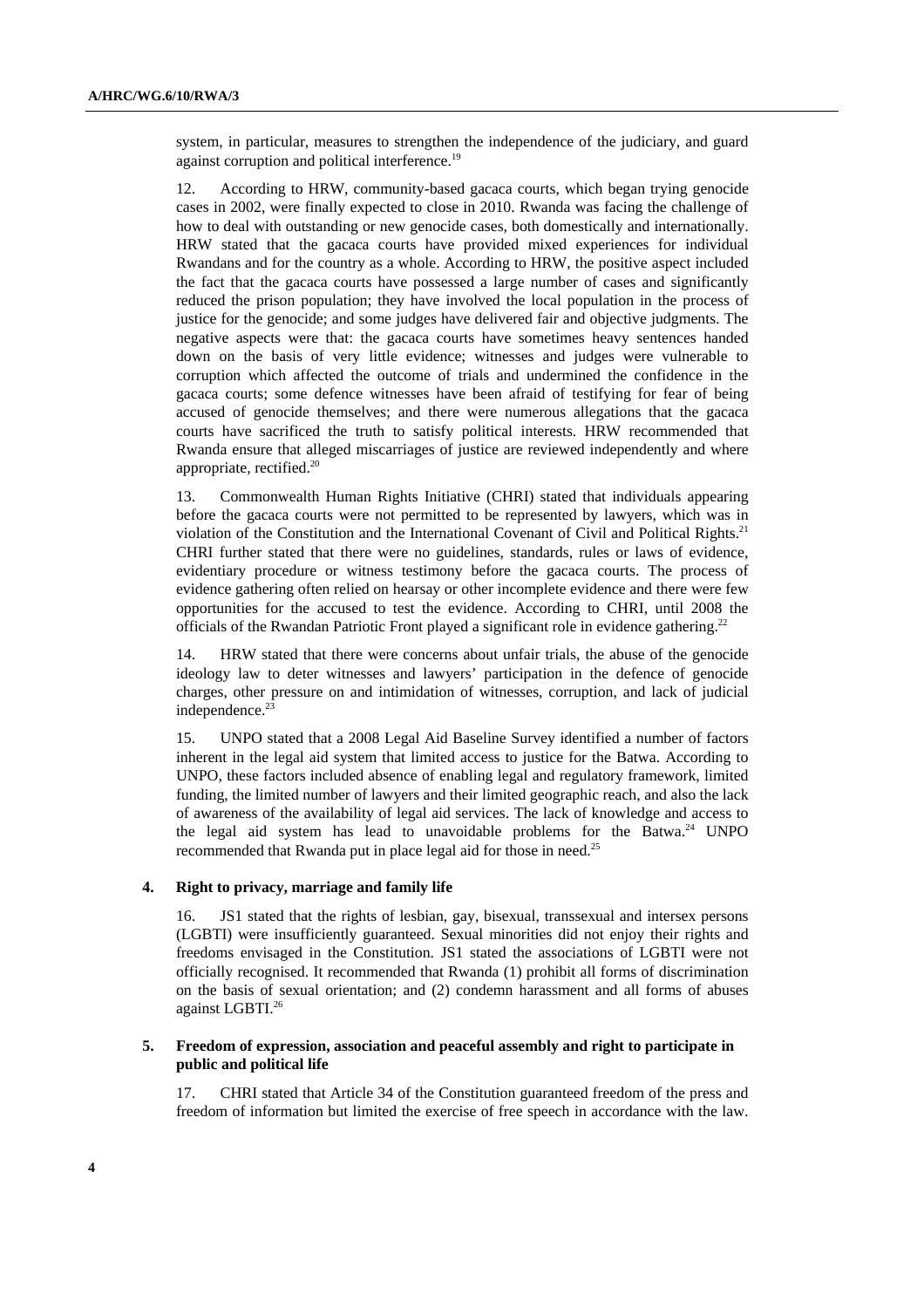system, in particular, measures to strengthen the independence of the judiciary, and guard against corruption and political interference.[19]

12. According to HRW, community-based gacaca courts, which began trying genocide cases in 2002, were finally expected to close in 2010. Rwanda was facing the challenge of how to deal with outstanding or new genocide cases, both domestically and internationally. HRW stated that the gacaca courts have provided mixed experiences for individual Rwandans and for the country as a whole. According to HRW, the positive aspect included the fact that the gacaca courts have possessed a large number of cases and significantly reduced the prison population; they have involved the local population in the process of justice for the genocide; and some judges have delivered fair and objective judgments. The negative aspects were that: the gacaca courts have sometimes heavy sentences handed down on the basis of very little evidence; witnesses and judges were vulnerable to corruption which affected the outcome of trials and undermined the confidence in the gacaca courts; some defence witnesses have been afraid of testifying for fear of being accused of genocide themselves; and there were numerous allegations that the gacaca courts have sacrificed the truth to satisfy political interests. HRW recommended that Rwanda ensure that alleged miscarriages of justice are reviewed independently and where appropriate, rectified.[20]

13. Commonwealth Human Rights Initiative (CHRI) stated that individuals appearing before the gacaca courts were not permitted to be represented by lawyers, which was in violation of the Constitution and the International Covenant of Civil and Political Rights.[21] CHRI further stated that there were no guidelines, standards, rules or laws of evidence, evidentiary procedure or witness testimony before the gacaca courts. The process of evidence gathering often relied on hearsay or other incomplete evidence and there were few opportunities for the accused to test the evidence. According to CHRI, until 2008 the officials of the Rwandan Patriotic Front played a significant role in evidence gathering.[22]

14. HRW stated that there were concerns about unfair trials, the abuse of the genocide ideology law to deter witnesses and lawyers' participation in the defence of genocide charges, other pressure on and intimidation of witnesses, corruption, and lack of judicial independence.[23]

15. UNPO stated that a 2008 Legal Aid Baseline Survey identified a number of factors inherent in the legal aid system that limited access to justice for the Batwa. According to UNPO, these factors included absence of enabling legal and regulatory framework, limited funding, the limited number of lawyers and their limited geographic reach, and also the lack of awareness of the availability of legal aid services. The lack of knowledge and access to the legal aid system has lead to unavoidable problems for the Batwa.[24] UNPO recommended that Rwanda put in place legal aid for those in need.[25]

### 4. Right to privacy, marriage and family life

16. JS1 stated that the rights of lesbian, gay, bisexual, transsexual and intersex persons (LGBTI) were insufficiently guaranteed. Sexual minorities did not enjoy their rights and freedoms envisaged in the Constitution. JS1 stated the associations of LGBTI were not officially recognised. It recommended that Rwanda (1) prohibit all forms of discrimination on the basis of sexual orientation; and (2) condemn harassment and all forms of abuses against LGBTI.[26]

### 5. Freedom of expression, association and peaceful assembly and right to participate in public and political life

17. CHRI stated that Article 34 of the Constitution guaranteed freedom of the press and freedom of information but limited the exercise of free speech in accordance with the law.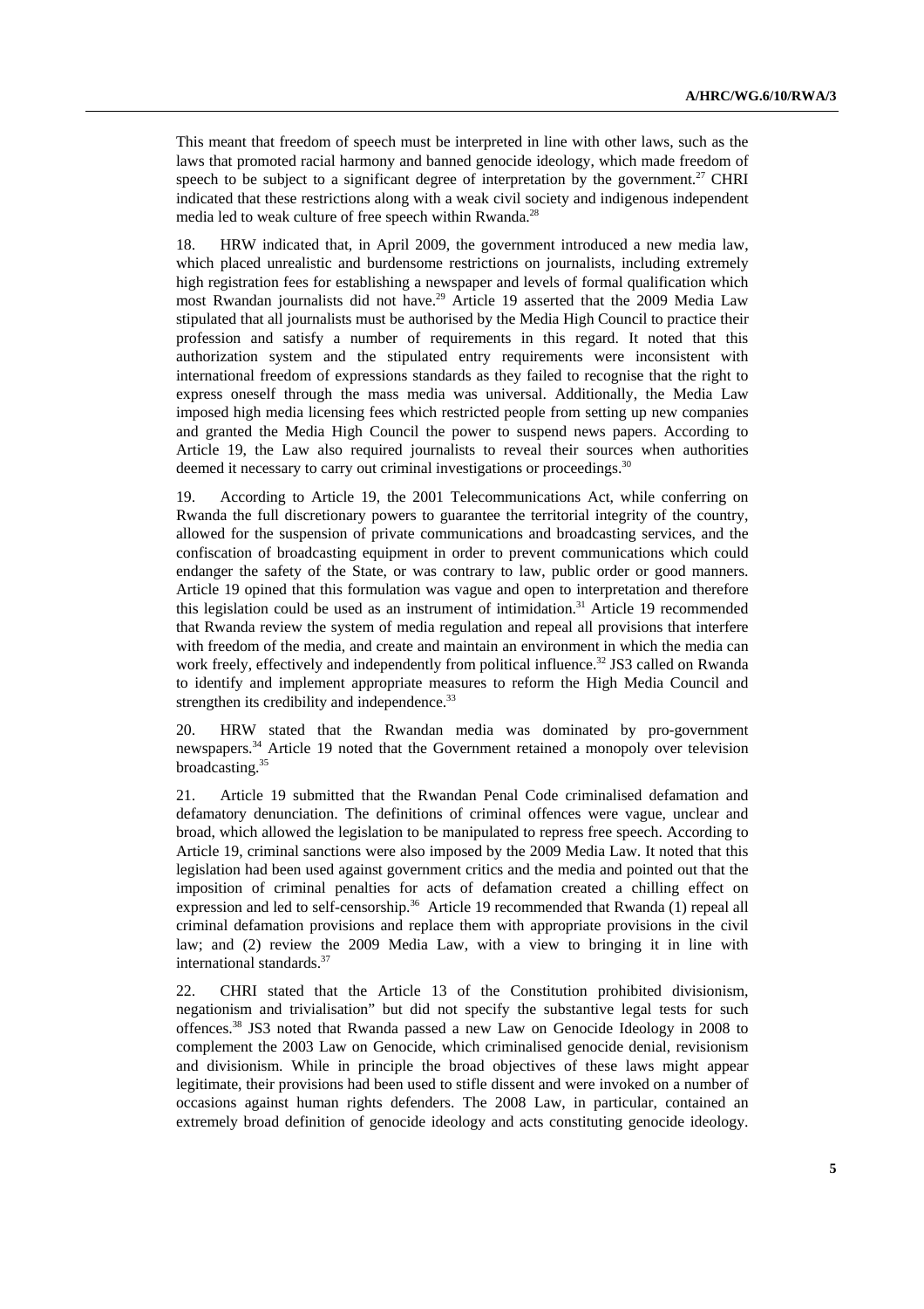This meant that freedom of speech must be interpreted in line with other laws, such as the laws that promoted racial harmony and banned genocide ideology, which made freedom of speech to be subject to a significant degree of interpretation by the government.[27] CHRI indicated that these restrictions along with a weak civil society and indigenous independent media led to weak culture of free speech within Rwanda.[28]

18. HRW indicated that, in April 2009, the government introduced a new media law, which placed unrealistic and burdensome restrictions on journalists, including extremely high registration fees for establishing a newspaper and levels of formal qualification which most Rwandan journalists did not have.[29] Article 19 asserted that the 2009 Media Law stipulated that all journalists must be authorised by the Media High Council to practice their profession and satisfy a number of requirements in this regard. It noted that this authorization system and the stipulated entry requirements were inconsistent with international freedom of expressions standards as they failed to recognise that the right to express oneself through the mass media was universal. Additionally, the Media Law imposed high media licensing fees which restricted people from setting up new companies and granted the Media High Council the power to suspend news papers. According to Article 19, the Law also required journalists to reveal their sources when authorities deemed it necessary to carry out criminal investigations or proceedings.[30]

19. According to Article 19, the 2001 Telecommunications Act, while conferring on Rwanda the full discretionary powers to guarantee the territorial integrity of the country, allowed for the suspension of private communications and broadcasting services, and the confiscation of broadcasting equipment in order to prevent communications which could endanger the safety of the State, or was contrary to law, public order or good manners. Article 19 opined that this formulation was vague and open to interpretation and therefore this legislation could be used as an instrument of intimidation.[31] Article 19 recommended that Rwanda review the system of media regulation and repeal all provisions that interfere with freedom of the media, and create and maintain an environment in which the media can work freely, effectively and independently from political influence.[32] JS3 called on Rwanda to identify and implement appropriate measures to reform the High Media Council and strengthen its credibility and independence.[33]

20. HRW stated that the Rwandan media was dominated by pro-government newspapers.[34] Article 19 noted that the Government retained a monopoly over television broadcasting.[35]

21. Article 19 submitted that the Rwandan Penal Code criminalised defamation and defamatory denunciation. The definitions of criminal offences were vague, unclear and broad, which allowed the legislation to be manipulated to repress free speech. According to Article 19, criminal sanctions were also imposed by the 2009 Media Law. It noted that this legislation had been used against government critics and the media and pointed out that the imposition of criminal penalties for acts of defamation created a chilling effect on expression and led to self-censorship.[36] Article 19 recommended that Rwanda (1) repeal all criminal defamation provisions and replace them with appropriate provisions in the civil law; and (2) review the 2009 Media Law, with a view to bringing it in line with international standards.[37]

22. CHRI stated that the Article 13 of the Constitution prohibited divisionism, negationism and trivialisation" but did not specify the substantive legal tests for such offences.[38] JS3 noted that Rwanda passed a new Law on Genocide Ideology in 2008 to complement the 2003 Law on Genocide, which criminalised genocide denial, revisionism and divisionism. While in principle the broad objectives of these laws might appear legitimate, their provisions had been used to stifle dissent and were invoked on a number of occasions against human rights defenders. The 2008 Law, in particular, contained an extremely broad definition of genocide ideology and acts constituting genocide ideology.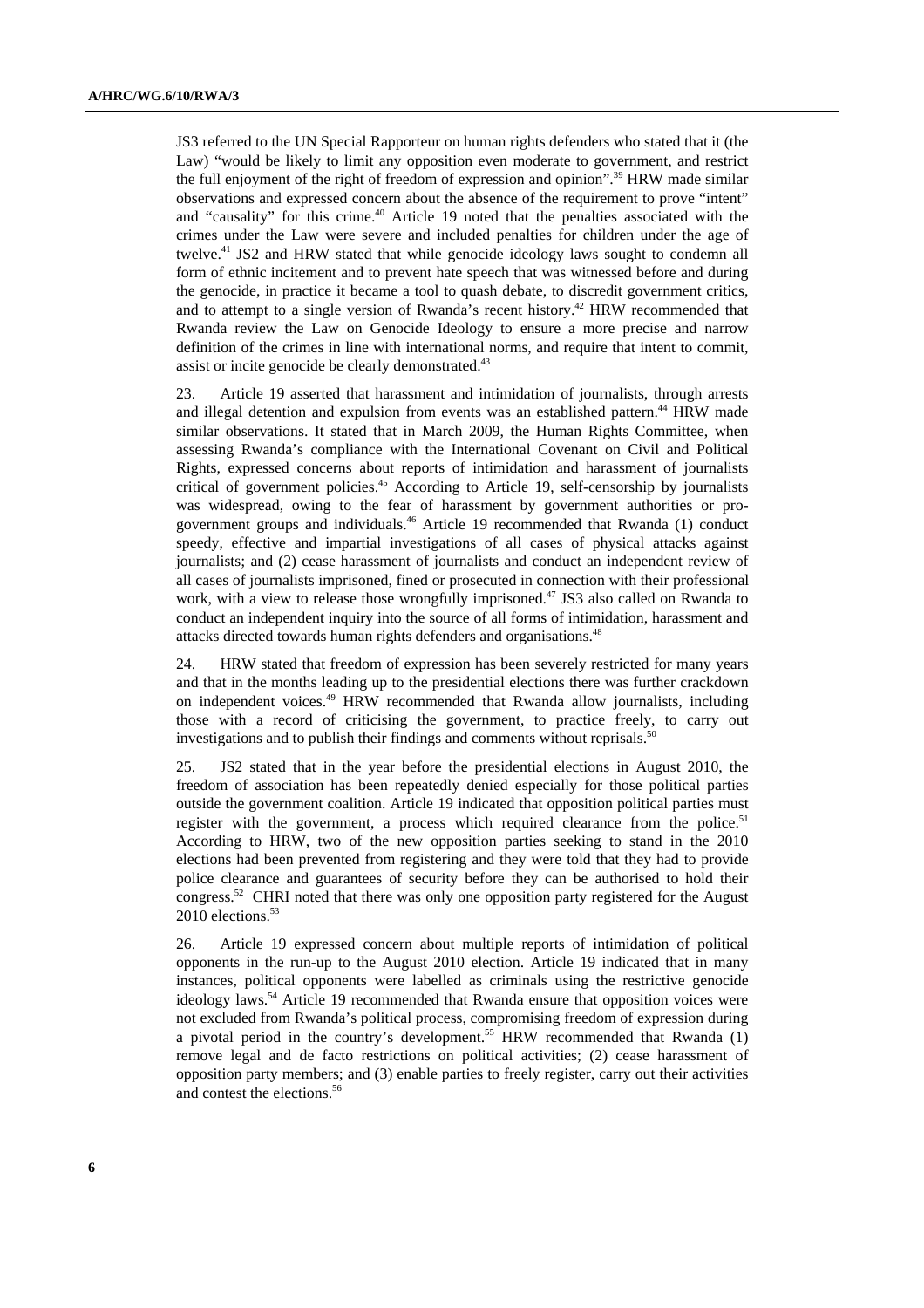JS3 referred to the UN Special Rapporteur on human rights defenders who stated that it (the Law) "would be likely to limit any opposition even moderate to government, and restrict the full enjoyment of the right of freedom of expression and opinion".[39] HRW made similar observations and expressed concern about the absence of the requirement to prove "intent" and "causality" for this crime.[40] Article 19 noted that the penalties associated with the crimes under the Law were severe and included penalties for children under the age of twelve.[41] JS2 and HRW stated that while genocide ideology laws sought to condemn all form of ethnic incitement and to prevent hate speech that was witnessed before and during the genocide, in practice it became a tool to quash debate, to discredit government critics, and to attempt to a single version of Rwanda's recent history.[42] HRW recommended that Rwanda review the Law on Genocide Ideology to ensure a more precise and narrow definition of the crimes in line with international norms, and require that intent to commit, assist or incite genocide be clearly demonstrated.[43]

23. Article 19 asserted that harassment and intimidation of journalists, through arrests and illegal detention and expulsion from events was an established pattern.[44] HRW made similar observations. It stated that in March 2009, the Human Rights Committee, when assessing Rwanda's compliance with the International Covenant on Civil and Political Rights, expressed concerns about reports of intimidation and harassment of journalists critical of government policies.[45] According to Article 19, self-censorship by journalists was widespread, owing to the fear of harassment by government authorities or pro-government groups and individuals.[46] Article 19 recommended that Rwanda (1) conduct speedy, effective and impartial investigations of all cases of physical attacks against journalists; and (2) cease harassment of journalists and conduct an independent review of all cases of journalists imprisoned, fined or prosecuted in connection with their professional work, with a view to release those wrongfully imprisoned.[47] JS3 also called on Rwanda to conduct an independent inquiry into the source of all forms of intimidation, harassment and attacks directed towards human rights defenders and organisations.[48]

24. HRW stated that freedom of expression has been severely restricted for many years and that in the months leading up to the presidential elections there was further crackdown on independent voices.[49] HRW recommended that Rwanda allow journalists, including those with a record of criticising the government, to practice freely, to carry out investigations and to publish their findings and comments without reprisals.[50]

25. JS2 stated that in the year before the presidential elections in August 2010, the freedom of association has been repeatedly denied especially for those political parties outside the government coalition. Article 19 indicated that opposition political parties must register with the government, a process which required clearance from the police.[51] According to HRW, two of the new opposition parties seeking to stand in the 2010 elections had been prevented from registering and they were told that they had to provide police clearance and guarantees of security before they can be authorised to hold their congress.[52] CHRI noted that there was only one opposition party registered for the August 2010 elections.[53]

26. Article 19 expressed concern about multiple reports of intimidation of political opponents in the run-up to the August 2010 election. Article 19 indicated that in many instances, political opponents were labelled as criminals using the restrictive genocide ideology laws.[54] Article 19 recommended that Rwanda ensure that opposition voices were not excluded from Rwanda's political process, compromising freedom of expression during a pivotal period in the country's development.[55] HRW recommended that Rwanda (1) remove legal and de facto restrictions on political activities; (2) cease harassment of opposition party members; and (3) enable parties to freely register, carry out their activities and contest the elections.[56]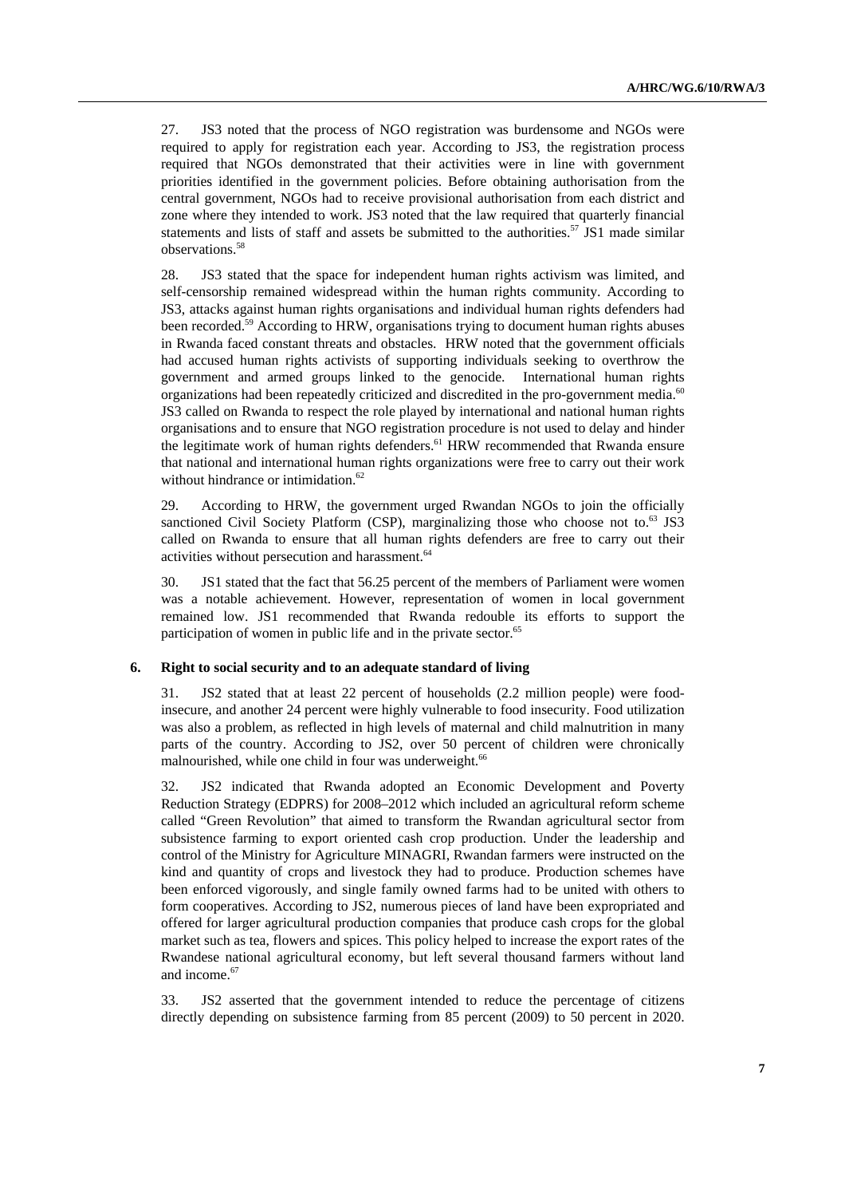27. JS3 noted that the process of NGO registration was burdensome and NGOs were required to apply for registration each year. According to JS3, the registration process required that NGOs demonstrated that their activities were in line with government priorities identified in the government policies. Before obtaining authorisation from the central government, NGOs had to receive provisional authorisation from each district and zone where they intended to work. JS3 noted that the law required that quarterly financial statements and lists of staff and assets be submitted to the authorities.[57] JS1 made similar observations.[58]

28. JS3 stated that the space for independent human rights activism was limited, and self-censorship remained widespread within the human rights community. According to JS3, attacks against human rights organisations and individual human rights defenders had been recorded.[59] According to HRW, organisations trying to document human rights abuses in Rwanda faced constant threats and obstacles. HRW noted that the government officials had accused human rights activists of supporting individuals seeking to overthrow the government and armed groups linked to the genocide. International human rights organizations had been repeatedly criticized and discredited in the pro-government media.[60] JS3 called on Rwanda to respect the role played by international and national human rights organisations and to ensure that NGO registration procedure is not used to delay and hinder the legitimate work of human rights defenders.[61] HRW recommended that Rwanda ensure that national and international human rights organizations were free to carry out their work without hindrance or intimidation.[62]

29. According to HRW, the government urged Rwandan NGOs to join the officially sanctioned Civil Society Platform (CSP), marginalizing those who choose not to.[63] JS3 called on Rwanda to ensure that all human rights defenders are free to carry out their activities without persecution and harassment.[64]

30. JS1 stated that the fact that 56.25 percent of the members of Parliament were women was a notable achievement. However, representation of women in local government remained low. JS1 recommended that Rwanda redouble its efforts to support the participation of women in public life and in the private sector.[65]

## 6. Right to social security and to an adequate standard of living

31. JS2 stated that at least 22 percent of households (2.2 million people) were food-insecure, and another 24 percent were highly vulnerable to food insecurity. Food utilization was also a problem, as reflected in high levels of maternal and child malnutrition in many parts of the country. According to JS2, over 50 percent of children were chronically malnourished, while one child in four was underweight.[66]

32. JS2 indicated that Rwanda adopted an Economic Development and Poverty Reduction Strategy (EDPRS) for 2008–2012 which included an agricultural reform scheme called "Green Revolution" that aimed to transform the Rwandan agricultural sector from subsistence farming to export oriented cash crop production. Under the leadership and control of the Ministry for Agriculture MINAGRI, Rwandan farmers were instructed on the kind and quantity of crops and livestock they had to produce. Production schemes have been enforced vigorously, and single family owned farms had to be united with others to form cooperatives. According to JS2, numerous pieces of land have been expropriated and offered for larger agricultural production companies that produce cash crops for the global market such as tea, flowers and spices. This policy helped to increase the export rates of the Rwandese national agricultural economy, but left several thousand farmers without land and income.[67]

33. JS2 asserted that the government intended to reduce the percentage of citizens directly depending on subsistence farming from 85 percent (2009) to 50 percent in 2020.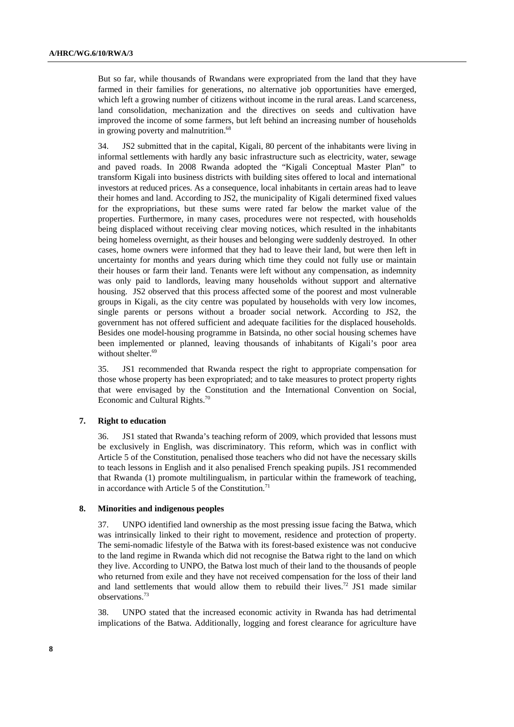But so far, while thousands of Rwandans were expropriated from the land that they have farmed in their families for generations, no alternative job opportunities have emerged, which left a growing number of citizens without income in the rural areas. Land scarceness, land consolidation, mechanization and the directives on seeds and cultivation have improved the income of some farmers, but left behind an increasing number of households in growing poverty and malnutrition.[68]

34. JS2 submitted that in the capital, Kigali, 80 percent of the inhabitants were living in informal settlements with hardly any basic infrastructure such as electricity, water, sewage and paved roads. In 2008 Rwanda adopted the "Kigali Conceptual Master Plan" to transform Kigali into business districts with building sites offered to local and international investors at reduced prices. As a consequence, local inhabitants in certain areas had to leave their homes and land. According to JS2, the municipality of Kigali determined fixed values for the expropriations, but these sums were rated far below the market value of the properties. Furthermore, in many cases, procedures were not respected, with households being displaced without receiving clear moving notices, which resulted in the inhabitants being homeless overnight, as their houses and belonging were suddenly destroyed. In other cases, home owners were informed that they had to leave their land, but were then left in uncertainty for months and years during which time they could not fully use or maintain their houses or farm their land. Tenants were left without any compensation, as indemnity was only paid to landlords, leaving many households without support and alternative housing. JS2 observed that this process affected some of the poorest and most vulnerable groups in Kigali, as the city centre was populated by households with very low incomes, single parents or persons without a broader social network. According to JS2, the government has not offered sufficient and adequate facilities for the displaced households. Besides one model-housing programme in Batsinda, no other social housing schemes have been implemented or planned, leaving thousands of inhabitants of Kigali's poor area without shelter.[69]

35. JS1 recommended that Rwanda respect the right to appropriate compensation for those whose property has been expropriated; and to take measures to protect property rights that were envisaged by the Constitution and the International Convention on Social, Economic and Cultural Rights.[70]

### 7. Right to education

36. JS1 stated that Rwanda's teaching reform of 2009, which provided that lessons must be exclusively in English, was discriminatory. This reform, which was in conflict with Article 5 of the Constitution, penalised those teachers who did not have the necessary skills to teach lessons in English and it also penalised French speaking pupils. JS1 recommended that Rwanda (1) promote multilingualism, in particular within the framework of teaching, in accordance with Article 5 of the Constitution.[71]

### 8. Minorities and indigenous peoples

37. UNPO identified land ownership as the most pressing issue facing the Batwa, which was intrinsically linked to their right to movement, residence and protection of property. The semi-nomadic lifestyle of the Batwa with its forest-based existence was not conducive to the land regime in Rwanda which did not recognise the Batwa right to the land on which they live. According to UNPO, the Batwa lost much of their land to the thousands of people who returned from exile and they have not received compensation for the loss of their land and land settlements that would allow them to rebuild their lives.[72] JS1 made similar observations.[73]

38. UNPO stated that the increased economic activity in Rwanda has had detrimental implications of the Batwa. Additionally, logging and forest clearance for agriculture have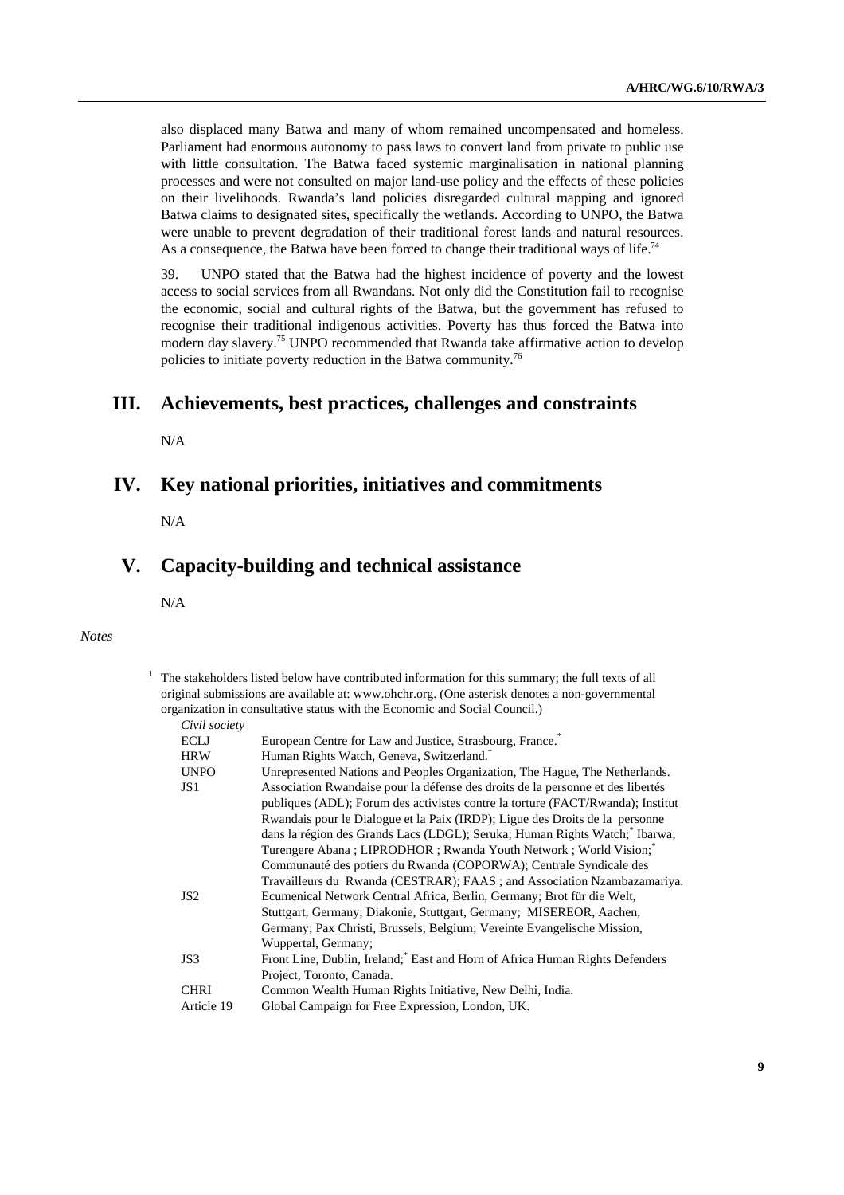also displaced many Batwa and many of whom remained uncompensated and homeless. Parliament had enormous autonomy to pass laws to convert land from private to public use with little consultation. The Batwa faced systemic marginalisation in national planning processes and were not consulted on major land-use policy and the effects of these policies on their livelihoods. Rwanda's land policies disregarded cultural mapping and ignored Batwa claims to designated sites, specifically the wetlands. According to UNPO, the Batwa were unable to prevent degradation of their traditional forest lands and natural resources. As a consequence, the Batwa have been forced to change their traditional ways of life.[74]

39. UNPO stated that the Batwa had the highest incidence of poverty and the lowest access to social services from all Rwandans. Not only did the Constitution fail to recognise the economic, social and cultural rights of the Batwa, but the government has refused to recognise their traditional indigenous activities. Poverty has thus forced the Batwa into modern day slavery.[75] UNPO recommended that Rwanda take affirmative action to develop policies to initiate poverty reduction in the Batwa community.[76]

## III. Achievements, best practices, challenges and constraints

N/A

## IV. Key national priorities, initiatives and commitments

N/A

## V. Capacity-building and technical assistance

N/A

*Notes*

[1] The stakeholders listed below have contributed information for this summary; the full texts of all original submissions are available at: www.ohchr.org. (One asterisk denotes a non-governmental organization in consultative status with the Economic and Social Council.)

*Civil society*

| | |
|---|---|
| ECLJ | European Centre for Law and Justice, Strasbourg, France.* |
| HRW | Human Rights Watch, Geneva, Switzerland.* |
| UNPO | Unrepresented Nations and Peoples Organization, The Hague, The Netherlands. |
| JS1 | Association Rwandaise pour la défense des droits de la personne et des libertés publiques (ADL); Forum des activistes contre la torture (FACT/Rwanda); Institut Rwandais pour le Dialogue et la Paix (IRDP); Ligue des Droits de la personne dans la région des Grands Lacs (LDGL); Seruka; Human Rights Watch;* Ibarwa; Turengere Abana ; LIPRODHOR ; Rwanda Youth Network ; World Vision;* Communauté des potiers du Rwanda (COPORWA); Centrale Syndicale des Travailleurs du Rwanda (CESTRAR); FAAS ; and Association Nzambazamariya. |
| JS2 | Ecumenical Network Central Africa, Berlin, Germany; Brot für die Welt, Stuttgart, Germany; Diakonie, Stuttgart, Germany; MISEREOR, Aachen, Germany; Pax Christi, Brussels, Belgium; Vereinte Evangelische Mission, Wuppertal, Germany; |
| JS3 | Front Line, Dublin, Ireland;* East and Horn of Africa Human Rights Defenders Project, Toronto, Canada. |
| CHRI | Common Wealth Human Rights Initiative, New Delhi, India. |
| Article 19 | Global Campaign for Free Expression, London, UK. |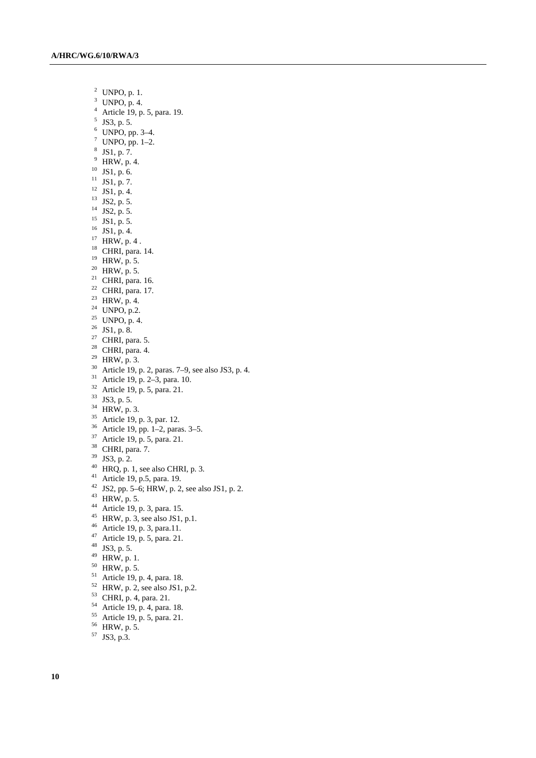[2] UNPO, p. 1.
[3] UNPO, p. 4.
[4] Article 19, p. 5, para. 19.
[5] JS3, p. 5.
[6] UNPO, pp. 3–4.
[7] UNPO, pp. 1–2.
[8] JS1, p. 7.
[9] HRW, p. 4.
[10] JS1, p. 6.
[11] JS1, p. 7.
[12] JS1, p. 4.
[13] JS2, p. 5.
[14] JS2, p. 5.
[15] JS1, p. 5.
[16] JS1, p. 4.
[17] HRW, p. 4 .
[18] CHRI, para. 14.
[19] HRW, p. 5.
[20] HRW, p. 5.
[21] CHRI, para. 16.
[22] CHRI, para. 17.
[23] HRW, p. 4.
[24] UNPO, p.2.
[25] UNPO, p. 4.
[26] JS1, p. 8.
[27] CHRI, para. 5.
[28] CHRI, para. 4.
[29] HRW, p. 3.
[30] Article 19, p. 2, paras. 7–9, see also JS3, p. 4.
[31] Article 19, p. 2–3, para. 10.
[32] Article 19, p. 5, para. 21.
[33] JS3, p. 5.
[34] HRW, p. 3.
[35] Article 19, p. 3, par. 12.
[36] Article 19, pp. 1–2, paras. 3–5.
[37] Article 19, p. 5, para. 21.
[38] CHRI, para. 7.
[39] JS3, p. 2.
[40] HRQ, p. 1, see also CHRI, p. 3.
[41] Article 19, p.5, para. 19.
[42] JS2, pp. 5–6; HRW, p. 2, see also JS1, p. 2.
[43] HRW, p. 5.
[44] Article 19, p. 3, para. 15.
[45] HRW, p. 3, see also JS1, p.1.
[46] Article 19, p. 3, para.11.
[47] Article 19, p. 5, para. 21.
[48] JS3, p. 5.
[49] HRW, p. 1.
[50] HRW, p. 5.
[51] Article 19, p. 4, para. 18.
[52] HRW, p. 2, see also JS1, p.2.
[53] CHRI, p. 4, para. 21.
[54] Article 19, p. 4, para. 18.
[55] Article 19, p. 5, para. 21.
[56] HRW, p. 5.
[57] JS3, p.3.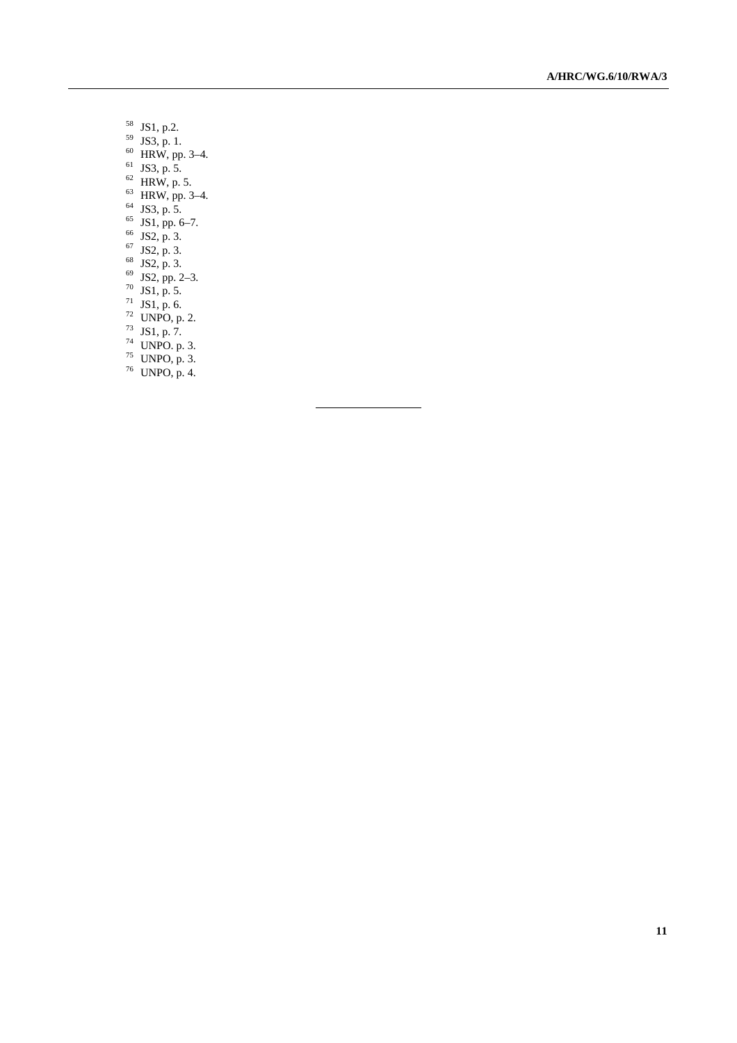[58] JS1, p.2.
[59] JS3, p. 1.
[60] HRW, pp. 3–4.
[61] JS3, p. 5.
[62] HRW, p. 5.
[63] HRW, pp. 3–4.
[64] JS3, p. 5.
[65] JS1, pp. 6–7.
[66] JS2, p. 3.
[67] JS2, p. 3.
[68] JS2, p. 3.
[69] JS2, pp. 2–3.
[70] JS1, p. 5.
[71] JS1, p. 6.
[72] UNPO, p. 2.
[73] JS1, p. 7.
[74] UNPO. p. 3.
[75] UNPO, p. 3.
[76] UNPO, p. 4.